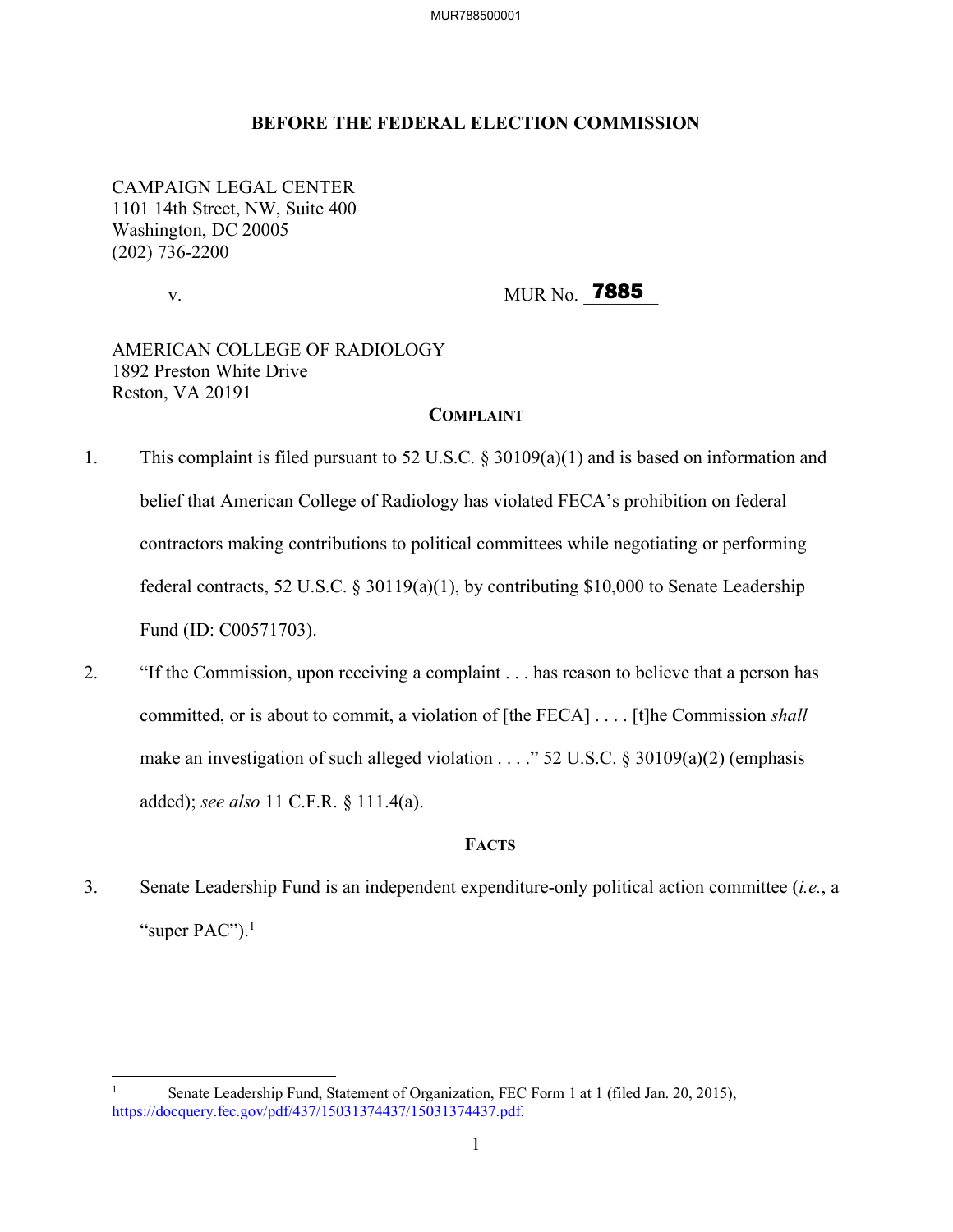## BEFORE THE FEDERAL ELECTION COMMISSION

CAMPAIGN LEGAL CENTER
1101 14th Street, NW, Suite 400
Washington, DC 20005
(202) 736-2200

v. MUR No. 7885

AMERICAN COLLEGE OF RADIOLOGY
1892 Preston White Drive
Reston, VA 20191

### COMPLAINT

1. This complaint is filed pursuant to 52 U.S.C. § 30109(a)(1) and is based on information and belief that American College of Radiology has violated FECA's prohibition on federal contractors making contributions to political committees while negotiating or performing federal contracts, 52 U.S.C. § 30119(a)(1), by contributing $10,000 to Senate Leadership Fund (ID: C00571703).

2. "If the Commission, upon receiving a complaint . . . has reason to believe that a person has committed, or is about to commit, a violation of [the FECA] . . . . [t]he Commission *shall* make an investigation of such alleged violation . . . ." 52 U.S.C. § 30109(a)(2) (emphasis added); *see also* 11 C.F.R. § 111.4(a).

### FACTS

3. Senate Leadership Fund is an independent expenditure-only political action committee (*i.e.*, a "super PAC").[1]

[1] Senate Leadership Fund, Statement of Organization, FEC Form 1 at 1 (filed Jan. 20, 2015), https://docquery.fec.gov/pdf/437/15031374437/15031374437.pdf.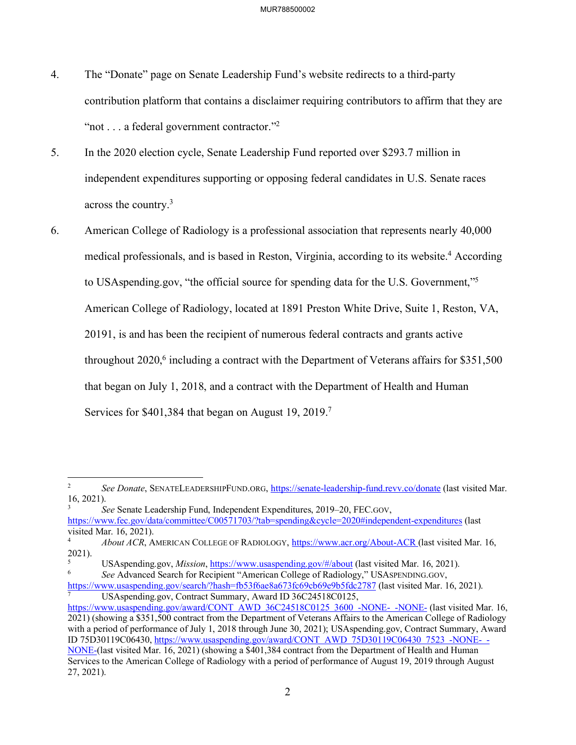4. The "Donate" page on Senate Leadership Fund's website redirects to a third-party contribution platform that contains a disclaimer requiring contributors to affirm that they are "not . . . a federal government contractor."[2]

5. In the 2020 election cycle, Senate Leadership Fund reported over $293.7 million in independent expenditures supporting or opposing federal candidates in U.S. Senate races across the country.[3]

6. American College of Radiology is a professional association that represents nearly 40,000 medical professionals, and is based in Reston, Virginia, according to its website.[4] According to USAspending.gov, "the official source for spending data for the U.S. Government,"[5] American College of Radiology, located at 1891 Preston White Drive, Suite 1, Reston, VA, 20191, is and has been the recipient of numerous federal contracts and grants active throughout 2020,[6] including a contract with the Department of Veterans affairs for $351,500 that began on July 1, 2018, and a contract with the Department of Health and Human Services for $401,384 that began on August 19, 2019.[7]

---

[2] *See Donate*, SENATELEADERSHIPFUND.ORG, https://senate-leadership-fund.revv.co/donate (last visited Mar. 16, 2021).

[3] *See* Senate Leadership Fund, Independent Expenditures, 2019–20, FEC.GOV, https://www.fec.gov/data/committee/C00571703/?tab=spending&cycle=2020#independent-expenditures (last visited Mar. 16, 2021).

[4] *About ACR*, AMERICAN COLLEGE OF RADIOLOGY, https://www.acr.org/About-ACR (last visited Mar. 16, 2021).

[5] USAspending.gov, *Mission*, https://www.usaspending.gov/#/about (last visited Mar. 16, 2021).

[6] *See* Advanced Search for Recipient "American College of Radiology," USASPENDING.GOV, https://www.usaspending.gov/search/?hash=fb53f6ae8a673fc69cb69e9b5fdc2787 (last visited Mar. 16, 2021).

[7] USAspending.gov, Contract Summary, Award ID 36C24518C0125, https://www.usaspending.gov/award/CONT_AWD_36C24518C0125_3600_-NONE-_-NONE- (last visited Mar. 16, 2021) (showing a $351,500 contract from the Department of Veterans Affairs to the American College of Radiology with a period of performance of July 1, 2018 through June 30, 2021); USAspending.gov, Contract Summary, Award ID 75D30119C06430, https://www.usaspending.gov/award/CONT_AWD_75D30119C06430_7523_-NONE-_-NONE- (last visited Mar. 16, 2021) (showing a $401,384 contract from the Department of Health and Human Services to the American College of Radiology with a period of performance of August 19, 2019 through August 27, 2021).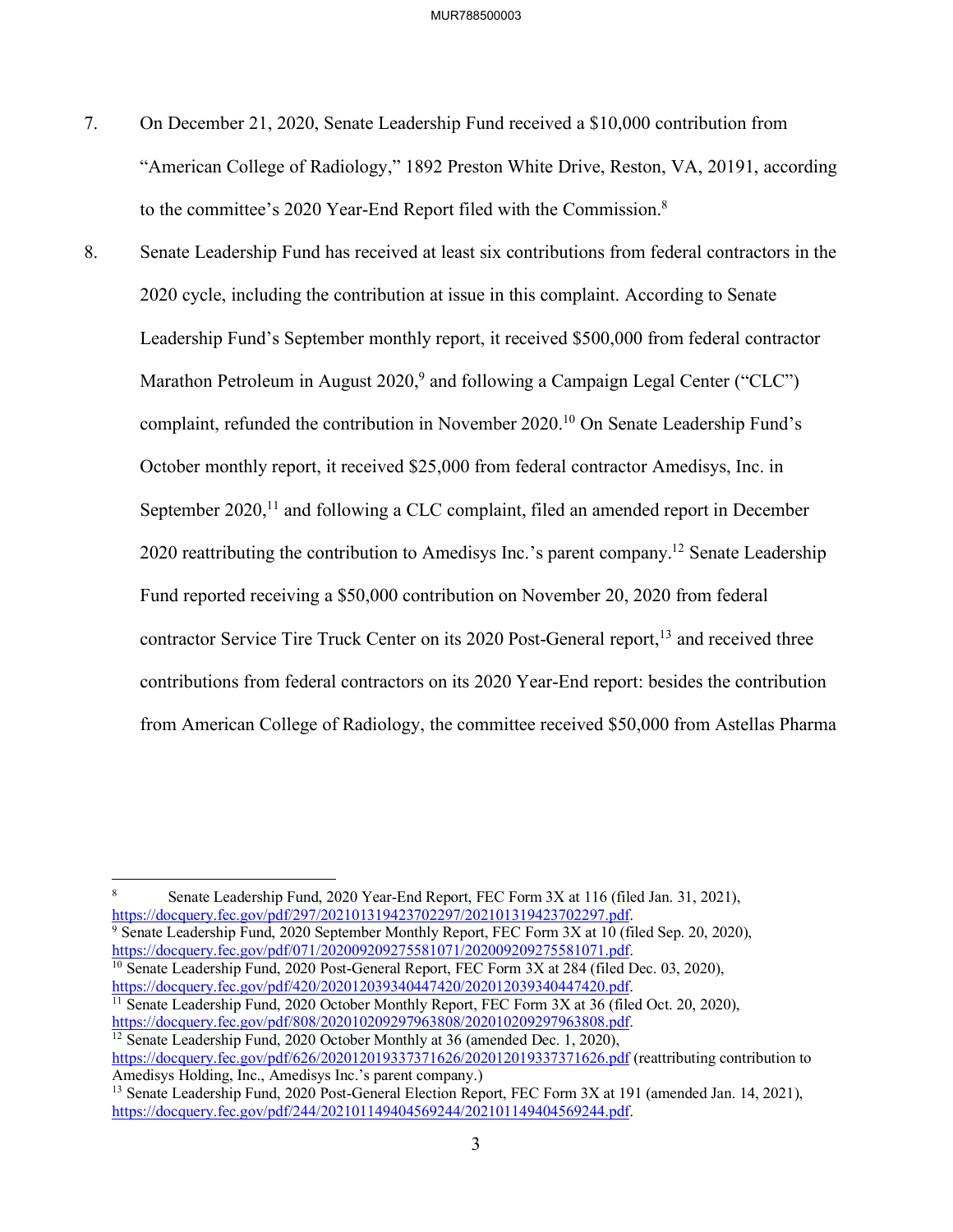7. On December 21, 2020, Senate Leadership Fund received a $10,000 contribution from "American College of Radiology," 1892 Preston White Drive, Reston, VA, 20191, according to the committee's 2020 Year-End Report filed with the Commission.[8]

8. Senate Leadership Fund has received at least six contributions from federal contractors in the 2020 cycle, including the contribution at issue in this complaint. According to Senate Leadership Fund's September monthly report, it received $500,000 from federal contractor Marathon Petroleum in August 2020,[9] and following a Campaign Legal Center ("CLC") complaint, refunded the contribution in November 2020.[10] On Senate Leadership Fund's October monthly report, it received $25,000 from federal contractor Amedisys, Inc. in September 2020,[11] and following a CLC complaint, filed an amended report in December 2020 reattributing the contribution to Amedisys Inc.'s parent company.[12] Senate Leadership Fund reported receiving a $50,000 contribution on November 20, 2020 from federal contractor Service Tire Truck Center on its 2020 Post-General report,[13] and received three contributions from federal contractors on its 2020 Year-End report: besides the contribution from American College of Radiology, the committee received $50,000 from Astellas Pharma

---

[8] Senate Leadership Fund, 2020 Year-End Report, FEC Form 3X at 116 (filed Jan. 31, 2021), https://docquery.fec.gov/pdf/297/202101319423702297/202101319423702297.pdf.

[9] Senate Leadership Fund, 2020 September Monthly Report, FEC Form 3X at 10 (filed Sep. 20, 2020), https://docquery.fec.gov/pdf/071/202009209275581071/202009209275581071.pdf.

[10] Senate Leadership Fund, 2020 Post-General Report, FEC Form 3X at 284 (filed Dec. 03, 2020), https://docquery.fec.gov/pdf/420/202012039340447420/202012039340447420.pdf.

[11] Senate Leadership Fund, 2020 October Monthly Report, FEC Form 3X at 36 (filed Oct. 20, 2020), https://docquery.fec.gov/pdf/808/202010209297963808/202010209297963808.pdf.

[12] Senate Leadership Fund, 2020 October Monthly at 36 (amended Dec. 1, 2020), https://docquery.fec.gov/pdf/626/202012019337371626/202012019337371626.pdf (reattributing contribution to Amedisys Holding, Inc., Amedisys Inc.'s parent company.)

[13] Senate Leadership Fund, 2020 Post-General Election Report, FEC Form 3X at 191 (amended Jan. 14, 2021), https://docquery.fec.gov/pdf/244/202101149404569244/202101149404569244.pdf.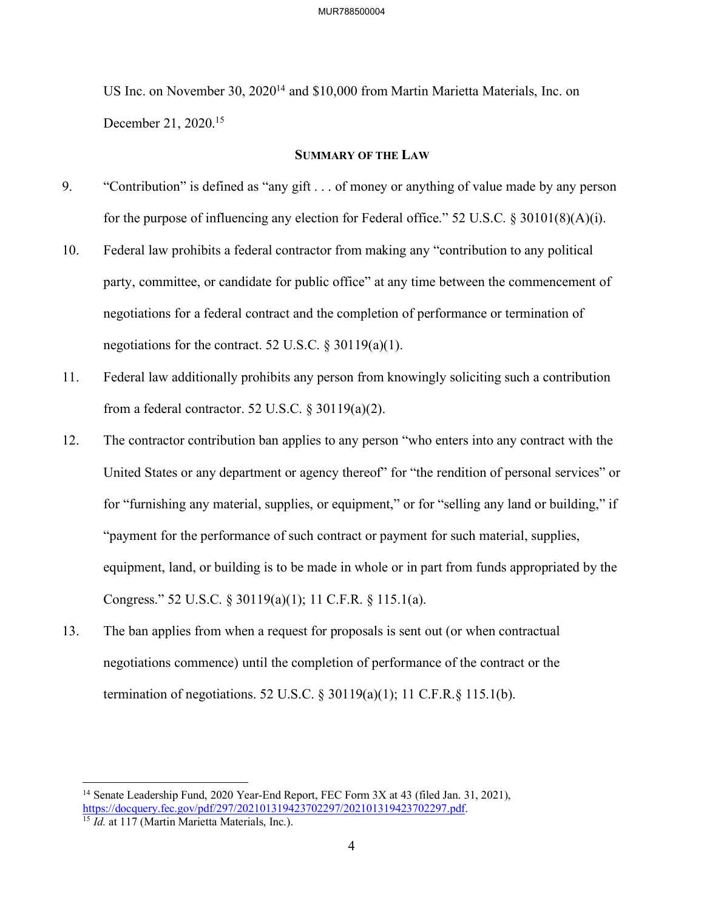US Inc. on November 30, 2020[14] and $10,000 from Martin Marietta Materials, Inc. on December 21, 2020.[15]

## SUMMARY OF THE LAW

9. "Contribution" is defined as "any gift . . . of money or anything of value made by any person for the purpose of influencing any election for Federal office." 52 U.S.C. § 30101(8)(A)(i).

10. Federal law prohibits a federal contractor from making any "contribution to any political party, committee, or candidate for public office" at any time between the commencement of negotiations for a federal contract and the completion of performance or termination of negotiations for the contract. 52 U.S.C. § 30119(a)(1).

11. Federal law additionally prohibits any person from knowingly soliciting such a contribution from a federal contractor. 52 U.S.C. § 30119(a)(2).

12. The contractor contribution ban applies to any person "who enters into any contract with the United States or any department or agency thereof" for "the rendition of personal services" or for "furnishing any material, supplies, or equipment," or for "selling any land or building," if "payment for the performance of such contract or payment for such material, supplies, equipment, land, or building is to be made in whole or in part from funds appropriated by the Congress." 52 U.S.C. § 30119(a)(1); 11 C.F.R. § 115.1(a).

13. The ban applies from when a request for proposals is sent out (or when contractual negotiations commence) until the completion of performance of the contract or the termination of negotiations. 52 U.S.C. § 30119(a)(1); 11 C.F.R.§ 115.1(b).

---

[14] Senate Leadership Fund, 2020 Year-End Report, FEC Form 3X at 43 (filed Jan. 31, 2021), https://docquery.fec.gov/pdf/297/202101319423702297/202101319423702297.pdf.

[15] *Id.* at 117 (Martin Marietta Materials, Inc.).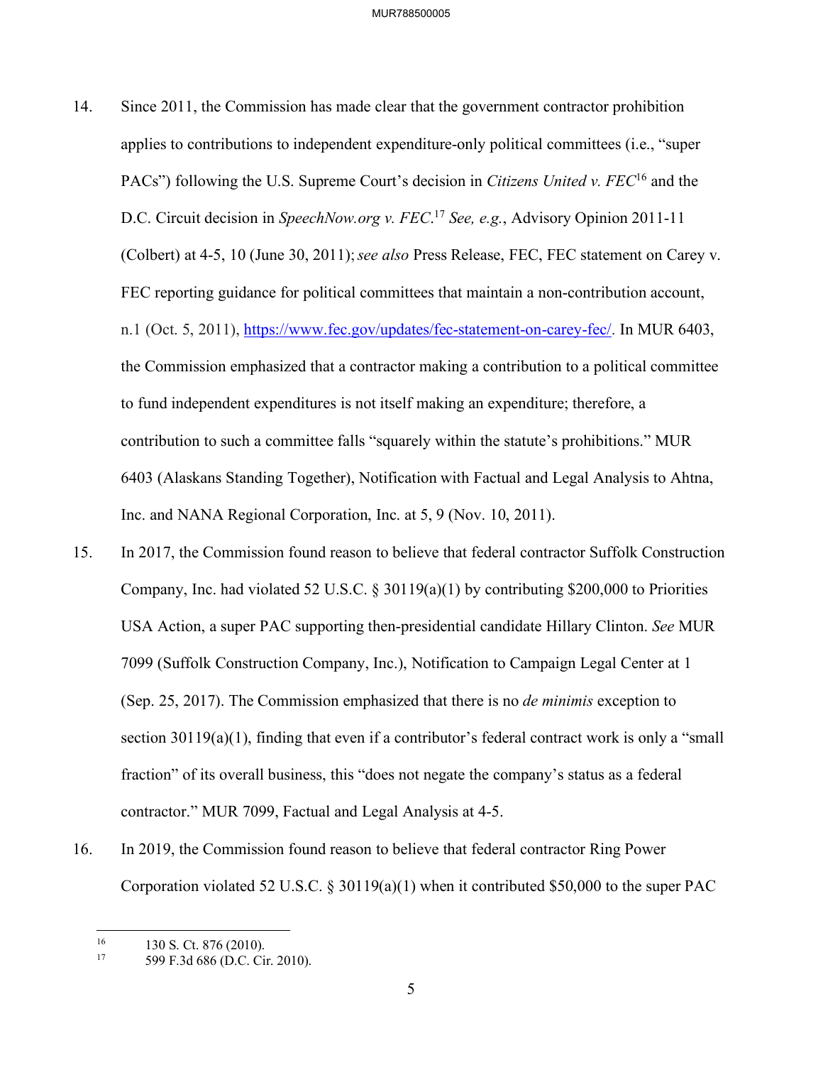14. Since 2011, the Commission has made clear that the government contractor prohibition applies to contributions to independent expenditure-only political committees (i.e., "super PACs") following the U.S. Supreme Court's decision in *Citizens United v. FEC*[16] and the D.C. Circuit decision in *SpeechNow.org v. FEC*.[17] *See, e.g.*, Advisory Opinion 2011-11 (Colbert) at 4-5, 10 (June 30, 2011); *see also* Press Release, FEC, FEC statement on Carey v. FEC reporting guidance for political committees that maintain a non-contribution account, n.1 (Oct. 5, 2011), https://www.fec.gov/updates/fec-statement-on-carey-fec/. In MUR 6403, the Commission emphasized that a contractor making a contribution to a political committee to fund independent expenditures is not itself making an expenditure; therefore, a contribution to such a committee falls "squarely within the statute's prohibitions." MUR 6403 (Alaskans Standing Together), Notification with Factual and Legal Analysis to Ahtna, Inc. and NANA Regional Corporation, Inc. at 5, 9 (Nov. 10, 2011).

15. In 2017, the Commission found reason to believe that federal contractor Suffolk Construction Company, Inc. had violated 52 U.S.C. § 30119(a)(1) by contributing $200,000 to Priorities USA Action, a super PAC supporting then-presidential candidate Hillary Clinton. *See* MUR 7099 (Suffolk Construction Company, Inc.), Notification to Campaign Legal Center at 1 (Sep. 25, 2017). The Commission emphasized that there is no *de minimis* exception to section 30119(a)(1), finding that even if a contributor's federal contract work is only a "small fraction" of its overall business, this "does not negate the company's status as a federal contractor." MUR 7099, Factual and Legal Analysis at 4-5.

16. In 2019, the Commission found reason to believe that federal contractor Ring Power Corporation violated 52 U.S.C. § 30119(a)(1) when it contributed $50,000 to the super PAC

---

[16] 130 S. Ct. 876 (2010).

[17] 599 F.3d 686 (D.C. Cir. 2010).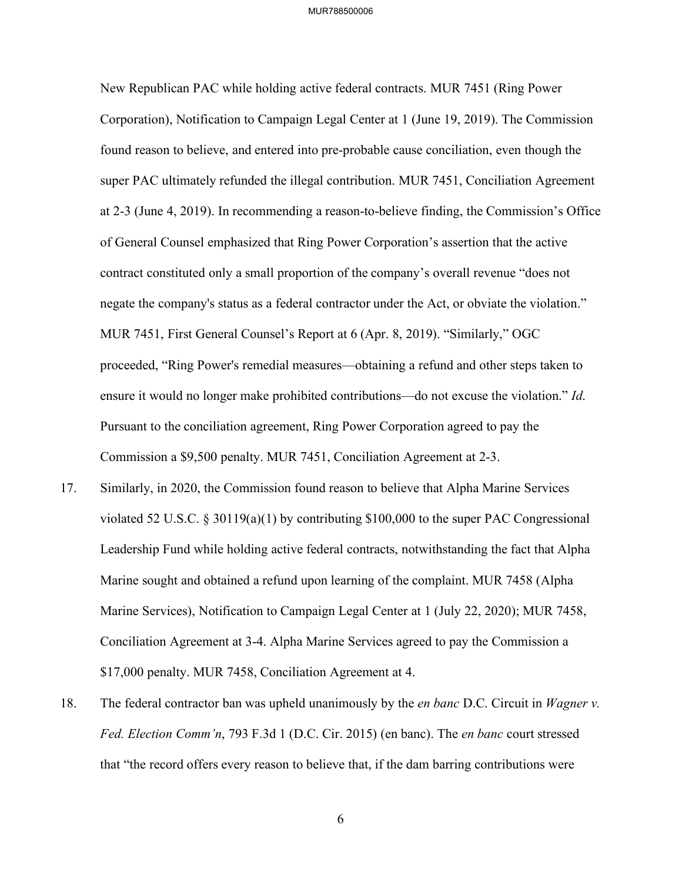New Republican PAC while holding active federal contracts. MUR 7451 (Ring Power Corporation), Notification to Campaign Legal Center at 1 (June 19, 2019). The Commission found reason to believe, and entered into pre-probable cause conciliation, even though the super PAC ultimately refunded the illegal contribution. MUR 7451, Conciliation Agreement at 2-3 (June 4, 2019). In recommending a reason-to-believe finding, the Commission's Office of General Counsel emphasized that Ring Power Corporation's assertion that the active contract constituted only a small proportion of the company's overall revenue "does not negate the company's status as a federal contractor under the Act, or obviate the violation." MUR 7451, First General Counsel's Report at 6 (Apr. 8, 2019). "Similarly," OGC proceeded, "Ring Power's remedial measures—obtaining a refund and other steps taken to ensure it would no longer make prohibited contributions—do not excuse the violation." *Id.* Pursuant to the conciliation agreement, Ring Power Corporation agreed to pay the Commission a $9,500 penalty. MUR 7451, Conciliation Agreement at 2-3.

17. Similarly, in 2020, the Commission found reason to believe that Alpha Marine Services violated 52 U.S.C. § 30119(a)(1) by contributing $100,000 to the super PAC Congressional Leadership Fund while holding active federal contracts, notwithstanding the fact that Alpha Marine sought and obtained a refund upon learning of the complaint. MUR 7458 (Alpha Marine Services), Notification to Campaign Legal Center at 1 (July 22, 2020); MUR 7458, Conciliation Agreement at 3-4. Alpha Marine Services agreed to pay the Commission a $17,000 penalty. MUR 7458, Conciliation Agreement at 4.

18. The federal contractor ban was upheld unanimously by the *en banc* D.C. Circuit in *Wagner v. Fed. Election Comm'n*, 793 F.3d 1 (D.C. Cir. 2015) (en banc). The *en banc* court stressed that "the record offers every reason to believe that, if the dam barring contributions were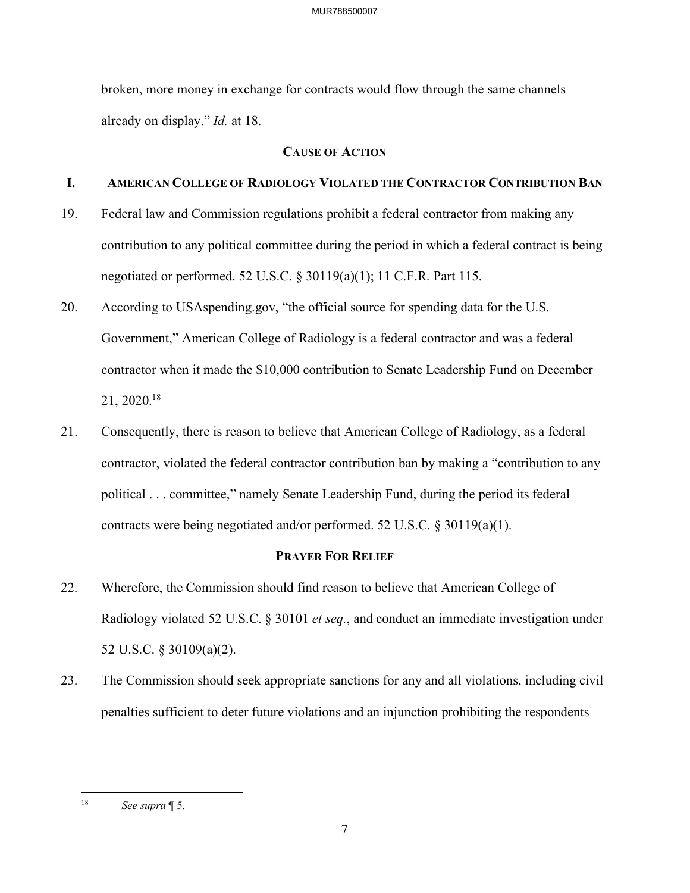broken, more money in exchange for contracts would flow through the same channels already on display." *Id.* at 18.

## Cause of Action

### I. American College of Radiology Violated the Contractor Contribution Ban

19. Federal law and Commission regulations prohibit a federal contractor from making any contribution to any political committee during the period in which a federal contract is being negotiated or performed. 52 U.S.C. § 30119(a)(1); 11 C.F.R. Part 115.

20. According to USAspending.gov, "the official source for spending data for the U.S. Government," American College of Radiology is a federal contractor and was a federal contractor when it made the $10,000 contribution to Senate Leadership Fund on December 21, 2020.[18]

21. Consequently, there is reason to believe that American College of Radiology, as a federal contractor, violated the federal contractor contribution ban by making a "contribution to any political . . . committee," namely Senate Leadership Fund, during the period its federal contracts were being negotiated and/or performed. 52 U.S.C. § 30119(a)(1).

## Prayer For Relief

22. Wherefore, the Commission should find reason to believe that American College of Radiology violated 52 U.S.C. § 30101 *et seq.*, and conduct an immediate investigation under 52 U.S.C. § 30109(a)(2).

23. The Commission should seek appropriate sanctions for any and all violations, including civil penalties sufficient to deter future violations and an injunction prohibiting the respondents

---

[18] *See supra* ¶ 5.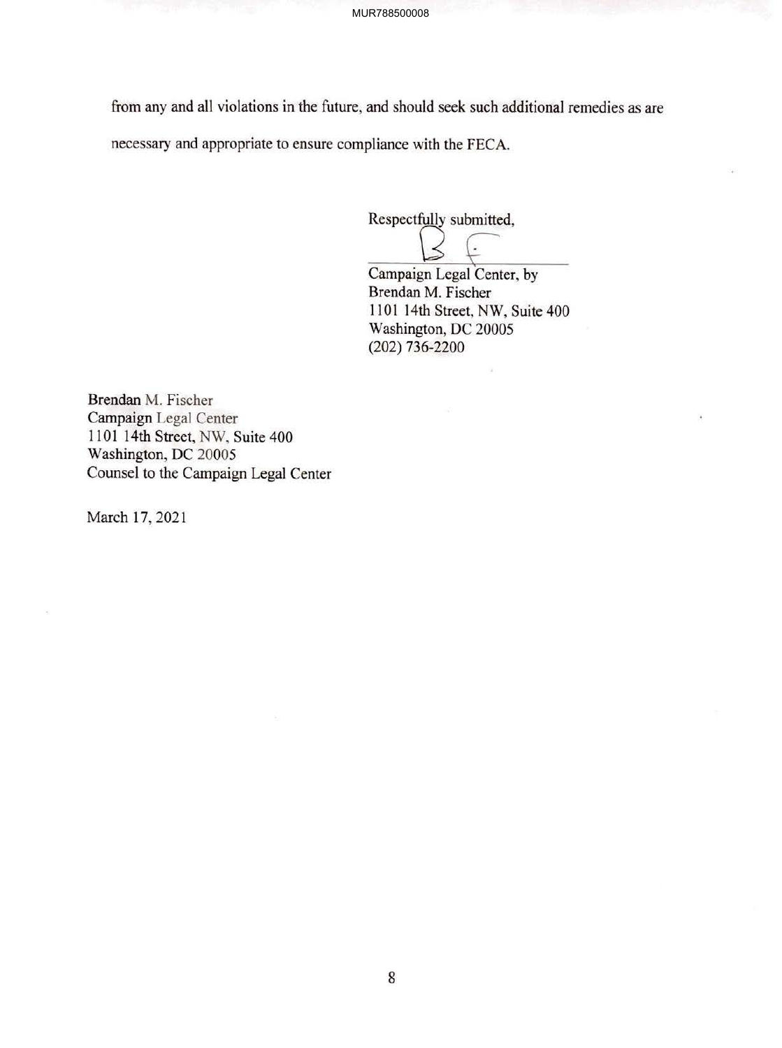from any and all violations in the future, and should seek such additional remedies as are necessary and appropriate to ensure compliance with the FECA.

Respectfully submitted,

Campaign Legal Center, by
Brendan M. Fischer
1101 14th Street, NW, Suite 400
Washington, DC 20005
(202) 736-2200

Brendan M. Fischer
Campaign Legal Center
1101 14th Street, NW, Suite 400
Washington, DC 20005
Counsel to the Campaign Legal Center

March 17, 2021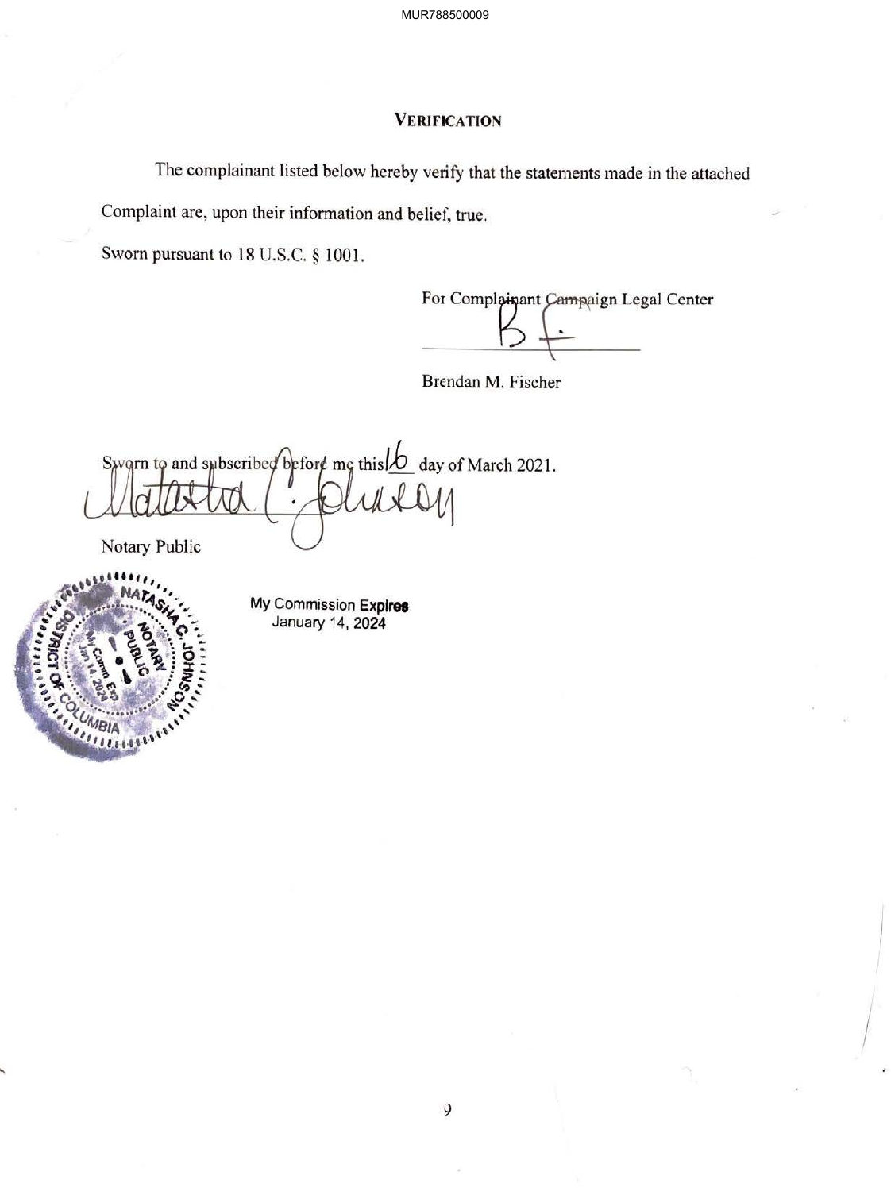## VERIFICATION

The complainant listed below hereby verify that the statements made in the attached Complaint are, upon their information and belief, true.

Sworn pursuant to 18 U.S.C. § 1001.

For Complainant Campaign Legal Center

______________________

Brendan M. Fischer

Sworn to and subscribed before me this 16 day of March 2021.

______________________

Notary Public

NATASHA C. JOHNSON NOTARY PUBLIC DISTRICT OF COLUMBIA My Comm. Exp. Jan 14, 2024

My Commission Expires January 14, 2024